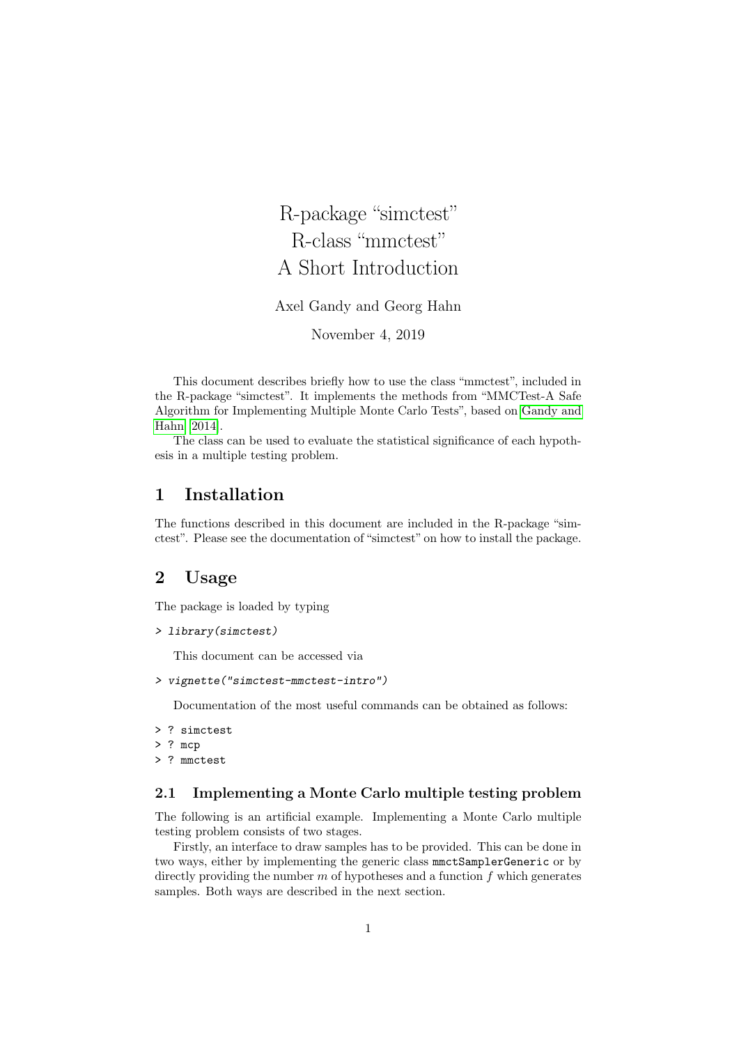# R-package “simctest”
# R-class “mmctest”
# A Short Introduction

Axel Gandy and Georg Hahn

November 4, 2019

This document describes briefly how to use the class “mmctest”, included in the R-package “simctest”. It implements the methods from “MMCTest-A Safe Algorithm for Implementing Multiple Monte Carlo Tests”, based on Gandy and Hahn [2014].

The class can be used to evaluate the statistical significance of each hypothesis in a multiple testing problem.

## 1 Installation

The functions described in this document are included in the R-package “simctest”. Please see the documentation of “simctest” on how to install the package.

## 2 Usage

The package is loaded by typing

```
> library(simctest)
```

This document can be accessed via

```
> vignette("simctest-mmctest-intro")
```

Documentation of the most useful commands can be obtained as follows:

```
> ? simctest
> ? mcp
> ? mmctest
```

### 2.1 Implementing a Monte Carlo multiple testing problem

The following is an artificial example. Implementing a Monte Carlo multiple testing problem consists of two stages.

Firstly, an interface to draw samples has to be provided. This can be done in two ways, either by implementing the generic class `mmctSamplerGeneric` or by directly providing the number $m$ of hypotheses and a function $f$ which generates samples. Both ways are described in the next section.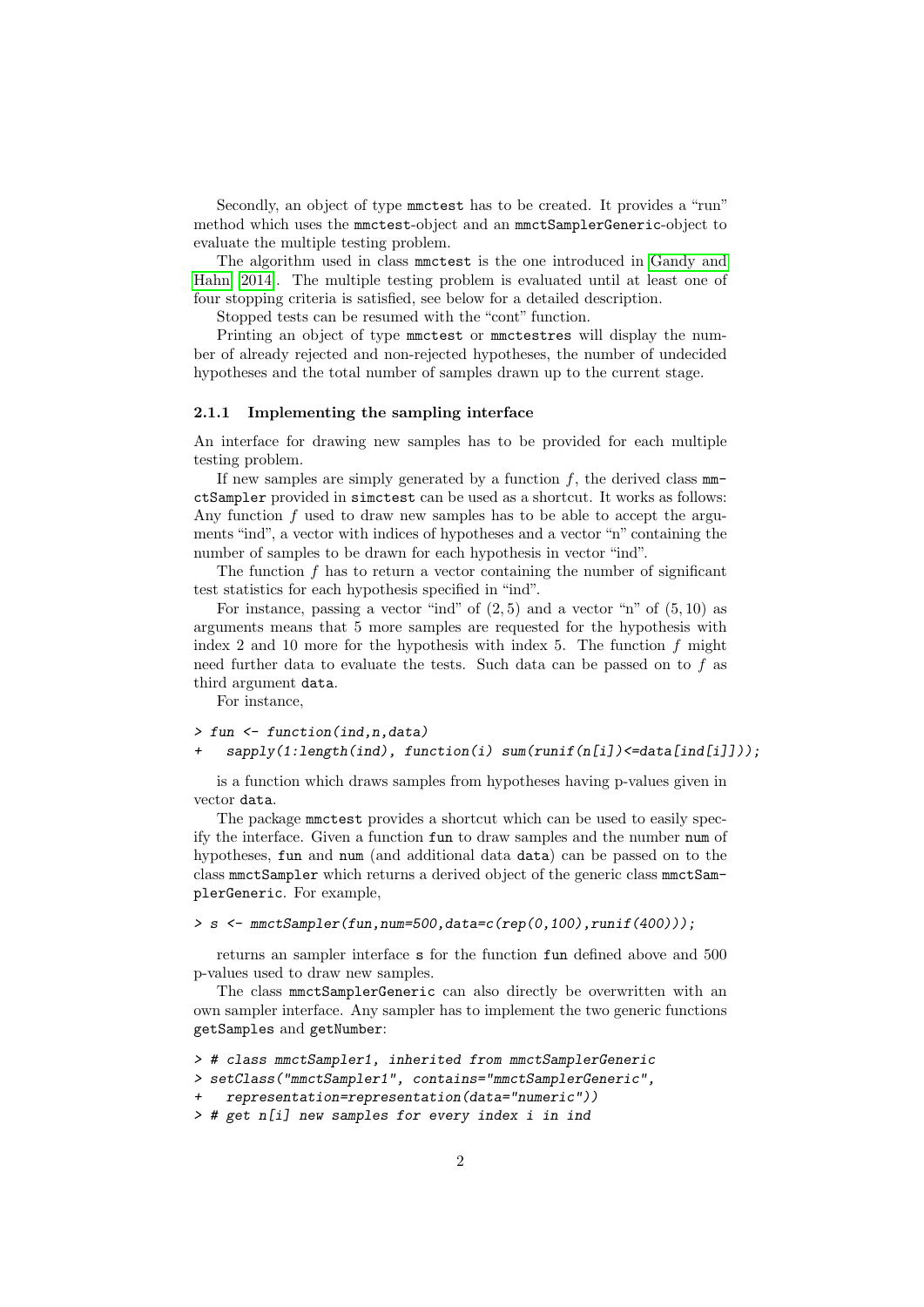Secondly, an object of type mmctest has to be created. It provides a "run" method which uses the mmctest-object and an mmctSamplerGeneric-object to evaluate the multiple testing problem.

The algorithm used in class mmctest is the one introduced in Gandy and Hahn [2014]. The multiple testing problem is evaluated until at least one of four stopping criteria is satisfied, see below for a detailed description.

Stopped tests can be resumed with the "cont" function.

Printing an object of type mmctest or mmctestres will display the number of already rejected and non-rejected hypotheses, the number of undecided hypotheses and the total number of samples drawn up to the current stage.

### 2.1.1 Implementing the sampling interface

An interface for drawing new samples has to be provided for each multiple testing problem.

If new samples are simply generated by a function $f$, the derived class mmctSampler provided in simctest can be used as a shortcut. It works as follows: Any function $f$ used to draw new samples has to be able to accept the arguments "ind", a vector with indices of hypotheses and a vector "n" containing the number of samples to be drawn for each hypothesis in vector "ind".

The function $f$ has to return a vector containing the number of significant test statistics for each hypothesis specified in "ind".

For instance, passing a vector "ind" of $(2, 5)$ and a vector "n" of $(5, 10)$ as arguments means that 5 more samples are requested for the hypothesis with index 2 and 10 more for the hypothesis with index 5. The function $f$ might need further data to evaluate the tests. Such data can be passed on to $f$ as third argument data.

For instance,

```
> fun <- function(ind,n,data)
+   sapply(1:length(ind), function(i) sum(runif(n[i])<=data[ind[i]]));
```

is a function which draws samples from hypotheses having p-values given in vector data.

The package mmctest provides a shortcut which can be used to easily specify the interface. Given a function fun to draw samples and the number num of hypotheses, fun and num (and additional data data) can be passed on to the class mmctSampler which returns a derived object of the generic class mmctSamplerGeneric. For example,

```
> s <- mmctSampler(fun,num=500,data=c(rep(0,100),runif(400)));
```

returns an sampler interface s for the function fun defined above and 500 p-values used to draw new samples.

The class mmctSamplerGeneric can also directly be overwritten with an own sampler interface. Any sampler has to implement the two generic functions getSamples and getNumber:

```
> # class mmctSampler1, inherited from mmctSamplerGeneric
> setClass("mmctSampler1", contains="mmctSamplerGeneric",
+   representation=representation(data="numeric"))
> # get n[i] new samples for every index i in ind
```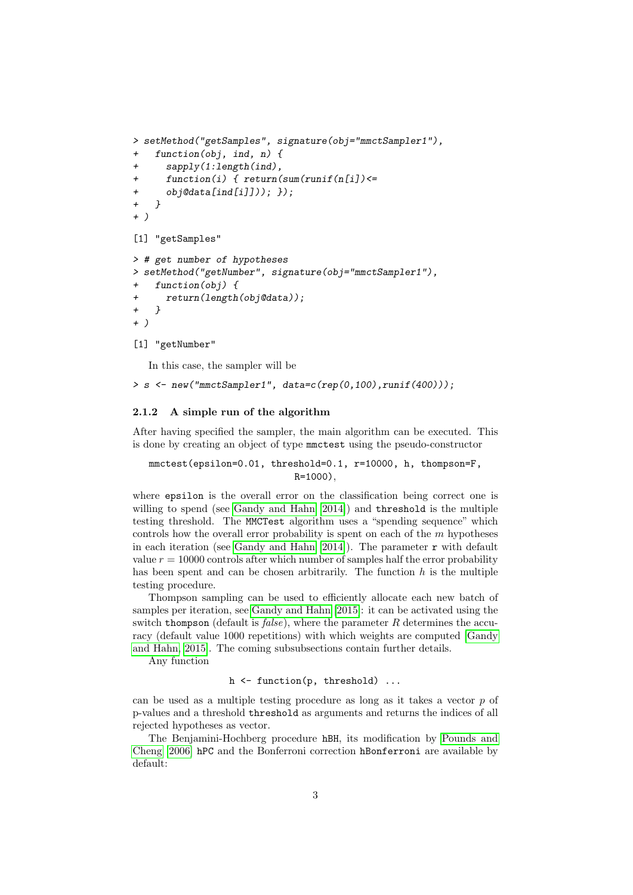```
> setMethod("getSamples", signature(obj="mmctSampler1"),
+   function(obj, ind, n) {
+     sapply(1:length(ind),
+     function(i) { return(sum(runif(n[i])<=
+     obj@data[ind[i]])); });
+   }
+ )

[1] "getSamples"

> # get number of hypotheses
> setMethod("getNumber", signature(obj="mmctSampler1"),
+   function(obj) {
+     return(length(obj@data));
+   }
+ )

[1] "getNumber"
```

In this case, the sampler will be

```
> s <- new("mmctSampler1", data=c(rep(0,100),runif(400)));
```

### 2.1.2 A simple run of the algorithm

After having specified the sampler, the main algorithm can be executed. This is done by creating an object of type `mmctest` using the pseudo-constructor

```
mmctest(epsilon=0.01, threshold=0.1, r=10000, h, thompson=F,
                        R=1000),
```

where `epsilon` is the overall error on the classification being correct one is willing to spend (see Gandy and Hahn [2014]) and `threshold` is the multiple testing threshold. The `MMCTest` algorithm uses a "spending sequence" which controls how the overall error probability is spent on each of the $m$ hypotheses in each iteration (see Gandy and Hahn [2014]). The parameter `r` with default value $r = 10000$ controls after which number of samples half the error probability has been spent and can be chosen arbitrarily. The function $h$ is the multiple testing procedure.

Thompson sampling can be used to efficiently allocate each new batch of samples per iteration, see Gandy and Hahn [2015]: it can be activated using the switch `thompson` (default is *false*), where the parameter $R$ determines the accuracy (default value 1000 repetitions) with which weights are computed [Gandy and Hahn, 2015]. The coming subsubsections contain further details.

Any function

```
h <- function(p, threshold) ...
```

can be used as a multiple testing procedure as long as it takes a vector $p$ of p-values and a threshold `threshold` as arguments and returns the indices of all rejected hypotheses as vector.

The Benjamini-Hochberg procedure `hBH`, its modification by Pounds and Cheng [2006] `hPC` and the Bonferroni correction `hBonferroni` are available by default: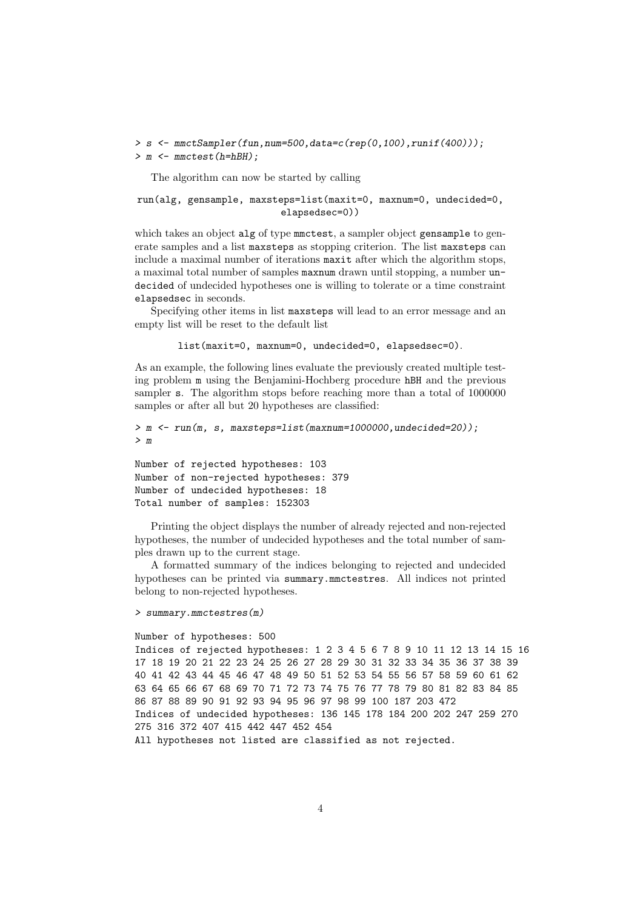```
> s <- mmctSampler(fun,num=500,data=c(rep(0,100),runif(400)));
> m <- mmctest(h=hBH);
```

The algorithm can now be started by calling

```
run(alg, gensample, maxsteps=list(maxit=0, maxnum=0, undecided=0,
                                  elapsedsec=0))
```

which takes an object `alg` of type `mmctest`, a sampler object `gensample` to generate samples and a list `maxsteps` as stopping criterion. The list `maxsteps` can include a maximal number of iterations `maxit` after which the algorithm stops, a maximal total number of samples `maxnum` drawn until stopping, a number `undecided` of undecided hypotheses one is willing to tolerate or a time constraint `elapsedsec` in seconds.

Specifying other items in list `maxsteps` will lead to an error message and an empty list will be reset to the default list

```
list(maxit=0, maxnum=0, undecided=0, elapsedsec=0).
```

As an example, the following lines evaluate the previously created multiple testing problem `m` using the Benjamini-Hochberg procedure `hBH` and the previous sampler `s`. The algorithm stops before reaching more than a total of 1000000 samples or after all but 20 hypotheses are classified:

```
> m <- run(m, s, maxsteps=list(maxnum=1000000,undecided=20));
> m

Number of rejected hypotheses: 103
Number of non-rejected hypotheses: 379
Number of undecided hypotheses: 18
Total number of samples: 152303
```

Printing the object displays the number of already rejected and non-rejected hypotheses, the number of undecided hypotheses and the total number of samples drawn up to the current stage.

A formatted summary of the indices belonging to rejected and undecided hypotheses can be printed via `summary.mmctestres`. All indices not printed belong to non-rejected hypotheses.

```
> summary.mmctestres(m)

Number of hypotheses: 500
Indices of rejected hypotheses: 1 2 3 4 5 6 7 8 9 10 11 12 13 14 15 16
17 18 19 20 21 22 23 24 25 26 27 28 29 30 31 32 33 34 35 36 37 38 39
40 41 42 43 44 45 46 47 48 49 50 51 52 53 54 55 56 57 58 59 60 61 62
63 64 65 66 67 68 69 70 71 72 73 74 75 76 77 78 79 80 81 82 83 84 85
86 87 88 89 90 91 92 93 94 95 96 97 98 99 100 187 203 472
Indices of undecided hypotheses: 136 145 178 184 200 202 247 259 270
275 316 372 407 415 442 447 452 454
All hypotheses not listed are classified as not rejected.
```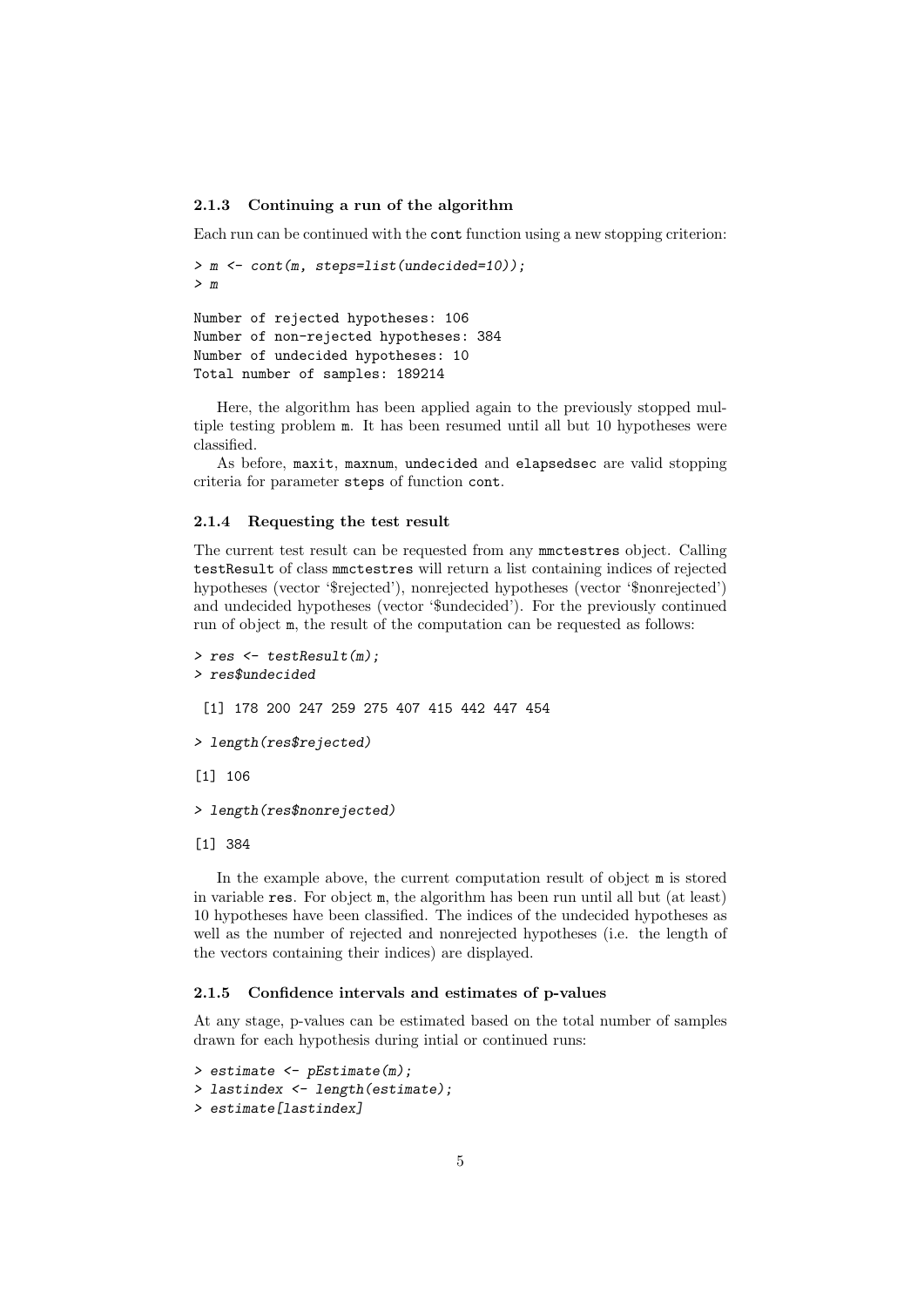### 2.1.3 Continuing a run of the algorithm

Each run can be continued with the `cont` function using a new stopping criterion:

```
> m <- cont(m, steps=list(undecided=10));
> m

Number of rejected hypotheses: 106
Number of non-rejected hypotheses: 384
Number of undecided hypotheses: 10
Total number of samples: 189214
```

Here, the algorithm has been applied again to the previously stopped multiple testing problem `m`. It has been resumed until all but 10 hypotheses were classified.

As before, `maxit`, `maxnum`, `undecided` and `elapsedsec` are valid stopping criteria for parameter `steps` of function `cont`.

### 2.1.4 Requesting the test result

The current test result can be requested from any `mmctestres` object. Calling `testResult` of class `mmctestres` will return a list containing indices of rejected hypotheses (vector '$rejected'), nonrejected hypotheses (vector '$nonrejected') and undecided hypotheses (vector '$undecided'). For the previously continued run of object `m`, the result of the computation can be requested as follows:

```
> res <- testResult(m);
> res$undecided

 [1] 178 200 247 259 275 407 415 442 447 454

> length(res$rejected)

[1] 106

> length(res$nonrejected)

[1] 384
```

In the example above, the current computation result of object `m` is stored in variable `res`. For object `m`, the algorithm has been run until all but (at least) 10 hypotheses have been classified. The indices of the undecided hypotheses as well as the number of rejected and nonrejected hypotheses (i.e. the length of the vectors containing their indices) are displayed.

### 2.1.5 Confidence intervals and estimates of p-values

At any stage, p-values can be estimated based on the total number of samples drawn for each hypothesis during intial or continued runs:

```
> estimate <- pEstimate(m);
> lastindex <- length(estimate);
> estimate[lastindex]
```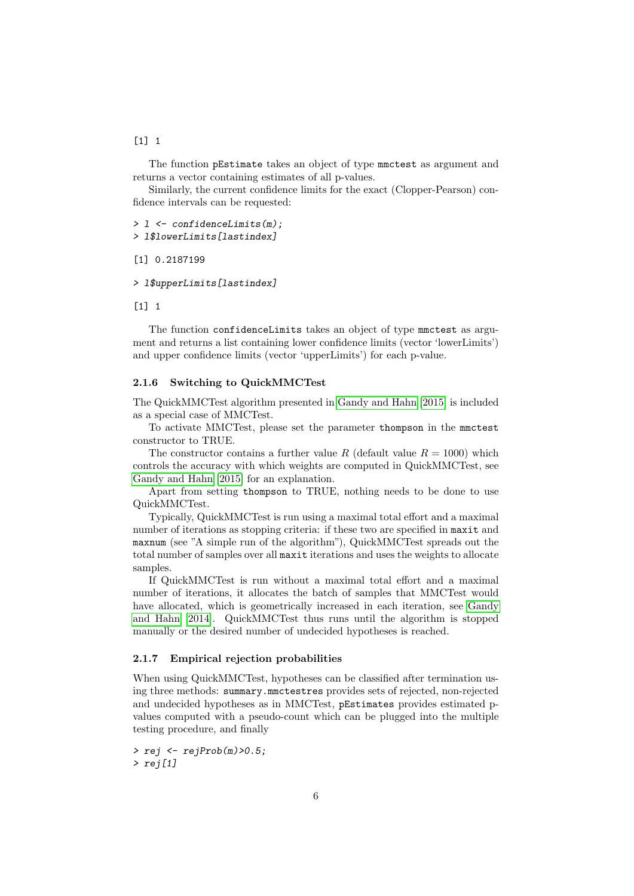```
[1] 1
```

The function pEstimate takes an object of type mmctest as argument and returns a vector containing estimates of all p-values.

Similarly, the current confidence limits for the exact (Clopper-Pearson) confidence intervals can be requested:

```
> l <- confidenceLimits(m);
> l$lowerLimits[lastindex]

[1] 0.2187199

> l$upperLimits[lastindex]

[1] 1
```

The function confidenceLimits takes an object of type mmctest as argument and returns a list containing lower confidence limits (vector 'lowerLimits') and upper confidence limits (vector 'upperLimits') for each p-value.

### 2.1.6 Switching to QuickMMCTest

The QuickMMCTest algorithm presented in Gandy and Hahn [2015] is included as a special case of MMCTest.

To activate MMCTest, please set the parameter thompson in the mmctest constructor to TRUE.

The constructor contains a further value $R$ (default value $R = 1000$) which controls the accuracy with which weights are computed in QuickMMCTest, see Gandy and Hahn [2015] for an explanation.

Apart from setting thompson to TRUE, nothing needs to be done to use QuickMMCTest.

Typically, QuickMMCTest is run using a maximal total effort and a maximal number of iterations as stopping criteria: if these two are specified in maxit and maxnum (see "A simple run of the algorithm"), QuickMMCTest spreads out the total number of samples over all maxit iterations and uses the weights to allocate samples.

If QuickMMCTest is run without a maximal total effort and a maximal number of iterations, it allocates the batch of samples that MMCTest would have allocated, which is geometrically increased in each iteration, see Gandy and Hahn [2014]. QuickMMCTest thus runs until the algorithm is stopped manually or the desired number of undecided hypotheses is reached.

### 2.1.7 Empirical rejection probabilities

When using QuickMMCTest, hypotheses can be classified after termination using three methods: summary.mmctestres provides sets of rejected, non-rejected and undecided hypotheses as in MMCTest, pEstimates provides estimated p-values computed with a pseudo-count which can be plugged into the multiple testing procedure, and finally

```
> rej <- rejProb(m)>0.5;
> rej[1]
```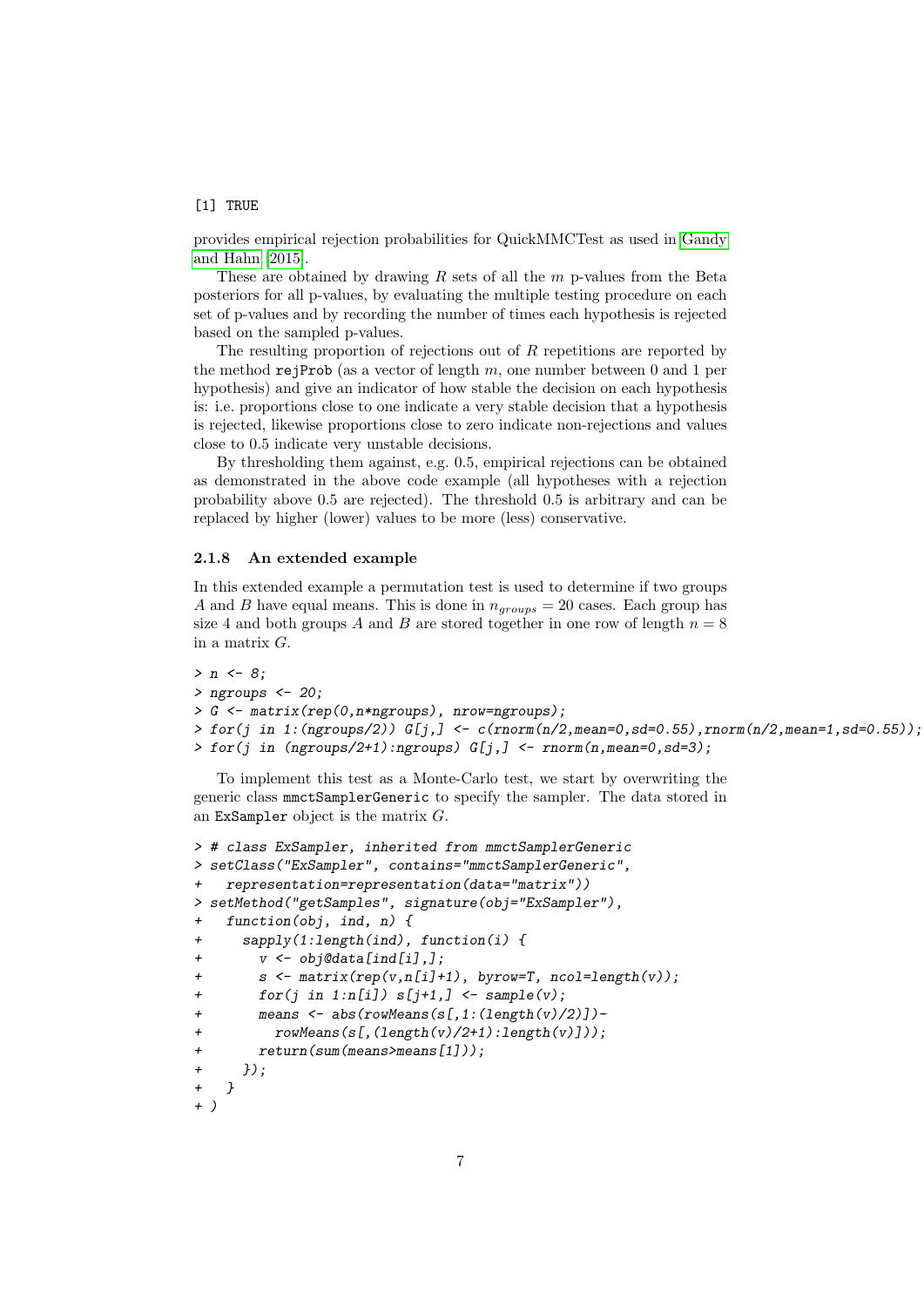```
[1] TRUE
```

provides empirical rejection probabilities for QuickMMCTest as used in Gandy and Hahn [2015].

These are obtained by drawing $R$ sets of all the $m$ p-values from the Beta posteriors for all p-values, by evaluating the multiple testing procedure on each set of p-values and by recording the number of times each hypothesis is rejected based on the sampled p-values.

The resulting proportion of rejections out of $R$ repetitions are reported by the method `rejProb` (as a vector of length $m$, one number between 0 and 1 per hypothesis) and give an indicator of how stable the decision on each hypothesis is: i.e. proportions close to one indicate a very stable decision that a hypothesis is rejected, likewise proportions close to zero indicate non-rejections and values close to 0.5 indicate very unstable decisions.

By thresholding them against, e.g. 0.5, empirical rejections can be obtained as demonstrated in the above code example (all hypotheses with a rejection probability above 0.5 are rejected). The threshold 0.5 is arbitrary and can be replaced by higher (lower) values to be more (less) conservative.

### 2.1.8 An extended example

In this extended example a permutation test is used to determine if two groups $A$ and $B$ have equal means. This is done in $n_{groups} = 20$ cases. Each group has size 4 and both groups $A$ and $B$ are stored together in one row of length $n = 8$ in a matrix $G$.

```
> n <- 8;
> ngroups <- 20;
> G <- matrix(rep(0,n*ngroups), nrow=ngroups);
> for(j in 1:(ngroups/2)) G[j,] <- c(rnorm(n/2,mean=0,sd=0.55),rnorm(n/2,mean=1,sd=0.55));
> for(j in (ngroups/2+1):ngroups) G[j,] <- rnorm(n,mean=0,sd=3);
```

To implement this test as a Monte-Carlo test, we start by overwriting the generic class `mmctSamplerGeneric` to specify the sampler. The data stored in an `ExSampler` object is the matrix $G$.

```
> # class ExSampler, inherited from mmctSamplerGeneric
> setClass("ExSampler", contains="mmctSamplerGeneric",
+   representation=representation(data="matrix"))
> setMethod("getSamples", signature(obj="ExSampler"),
+   function(obj, ind, n) {
+     sapply(1:length(ind), function(i) {
+       v <- obj@data[ind[i],];
+       s <- matrix(rep(v,n[i]+1), byrow=T, ncol=length(v));
+       for(j in 1:n[i]) s[j+1,] <- sample(v);
+       means <- abs(rowMeans(s[,1:(length(v)/2)])-
+         rowMeans(s[,(length(v)/2+1):length(v)]));
+       return(sum(means>means[1]));
+     });
+   }
+ )
```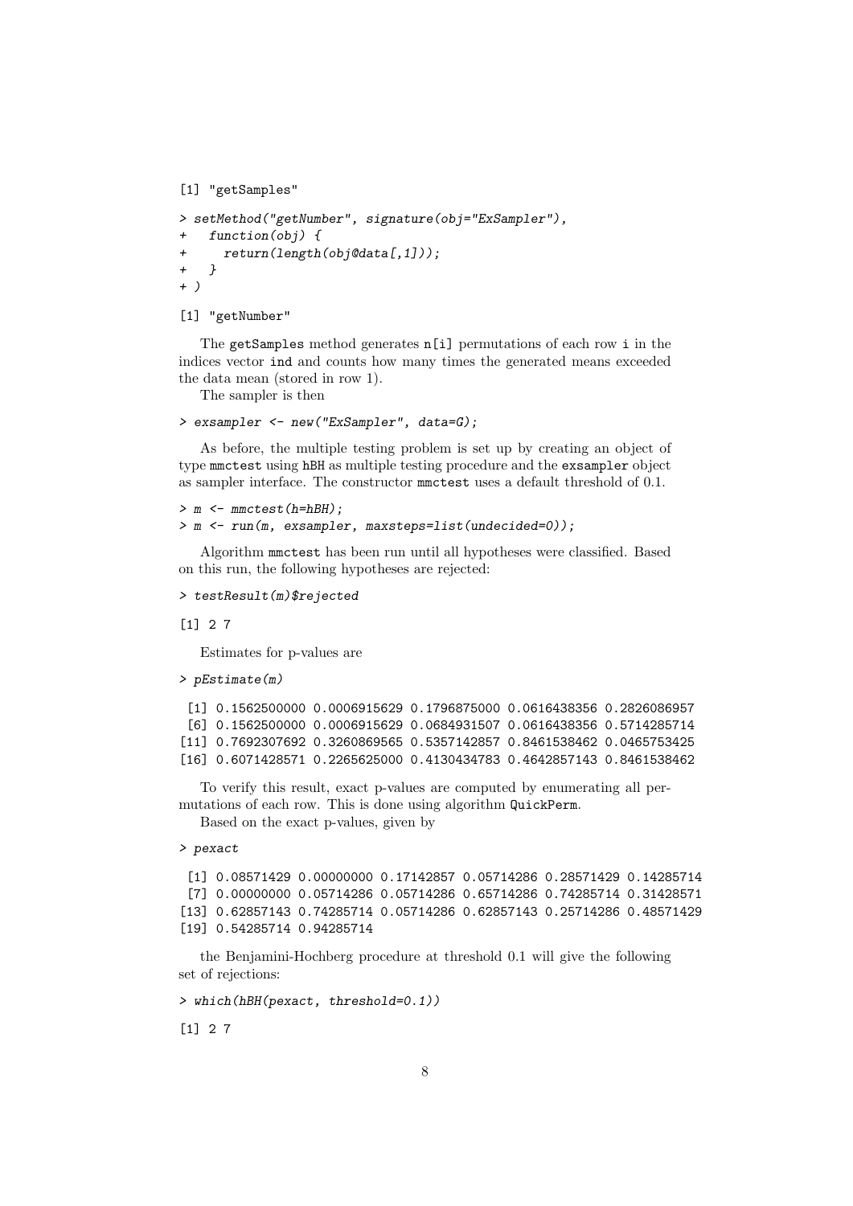```
[1] "getSamples"
```

```
> setMethod("getNumber", signature(obj="ExSampler"),
+   function(obj) {
+     return(length(obj@data[,1]));
+   }
+ )
```

```
[1] "getNumber"
```

The getSamples method generates n[i] permutations of each row i in the indices vector ind and counts how many times the generated means exceeded the data mean (stored in row 1).

The sampler is then

```
> exsampler <- new("ExSampler", data=G);
```

As before, the multiple testing problem is set up by creating an object of type mmctest using hBH as multiple testing procedure and the exsampler object as sampler interface. The constructor mmctest uses a default threshold of 0.1.

```
> m <- mmctest(h=hBH);
> m <- run(m, exsampler, maxsteps=list(undecided=0));
```

Algorithm mmctest has been run until all hypotheses were classified. Based on this run, the following hypotheses are rejected:

```
> testResult(m)$rejected
```

```
[1] 2 7
```

Estimates for p-values are

```
> pEstimate(m)
```

```
 [1] 0.1562500000 0.0006915629 0.1796875000 0.0616438356 0.2826086957
 [6] 0.1562500000 0.0006915629 0.0684931507 0.0616438356 0.5714285714
[11] 0.7692307692 0.3260869565 0.5357142857 0.8461538462 0.0465753425
[16] 0.6071428571 0.2265625000 0.4130434783 0.4642857143 0.8461538462
```

To verify this result, exact p-values are computed by enumerating all permutations of each row. This is done using algorithm QuickPerm.

Based on the exact p-values, given by

```
> pexact
```

```
 [1] 0.08571429 0.00000000 0.17142857 0.05714286 0.28571429 0.14285714
 [7] 0.00000000 0.05714286 0.05714286 0.65714286 0.74285714 0.31428571
[13] 0.62857143 0.74285714 0.05714286 0.62857143 0.25714286 0.48571429
[19] 0.54285714 0.94285714
```

the Benjamini-Hochberg procedure at threshold 0.1 will give the following set of rejections:

```
> which(hBH(pexact, threshold=0.1))
```

```
[1] 2 7
```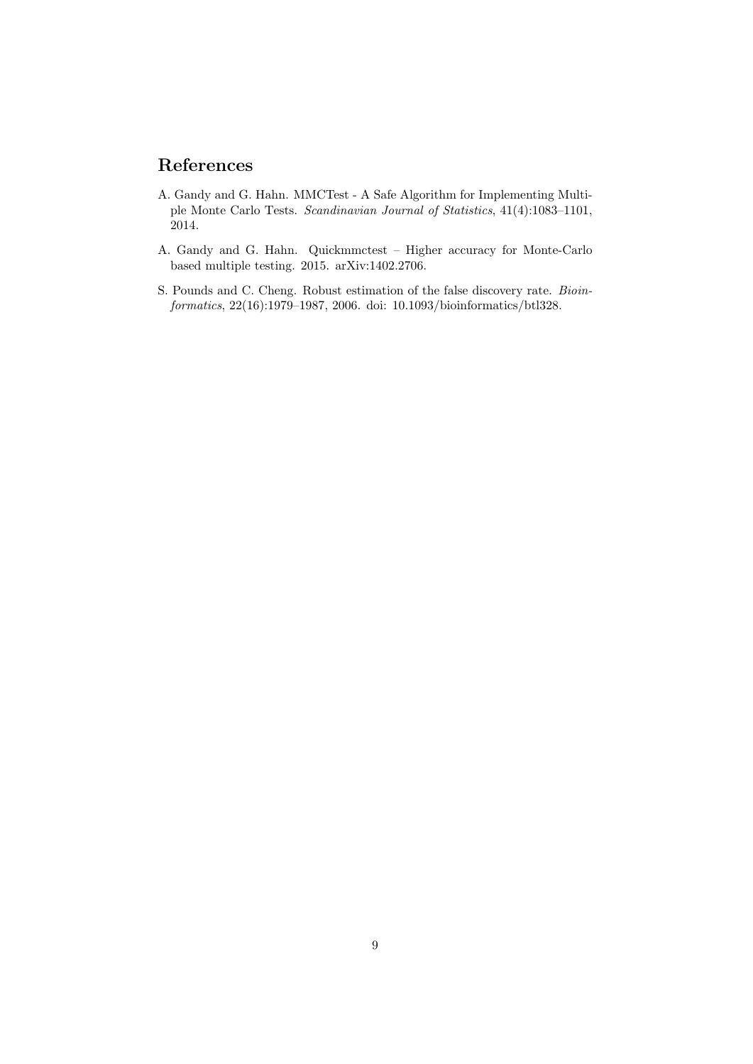## References

A. Gandy and G. Hahn. MMCTest - A Safe Algorithm for Implementing Multiple Monte Carlo Tests. *Scandinavian Journal of Statistics*, 41(4):1083–1101, 2014.

A. Gandy and G. Hahn. Quickmmctest – Higher accuracy for Monte-Carlo based multiple testing. 2015. arXiv:1402.2706.

S. Pounds and C. Cheng. Robust estimation of the false discovery rate. *Bioinformatics*, 22(16):1979–1987, 2006. doi: 10.1093/bioinformatics/btl328.